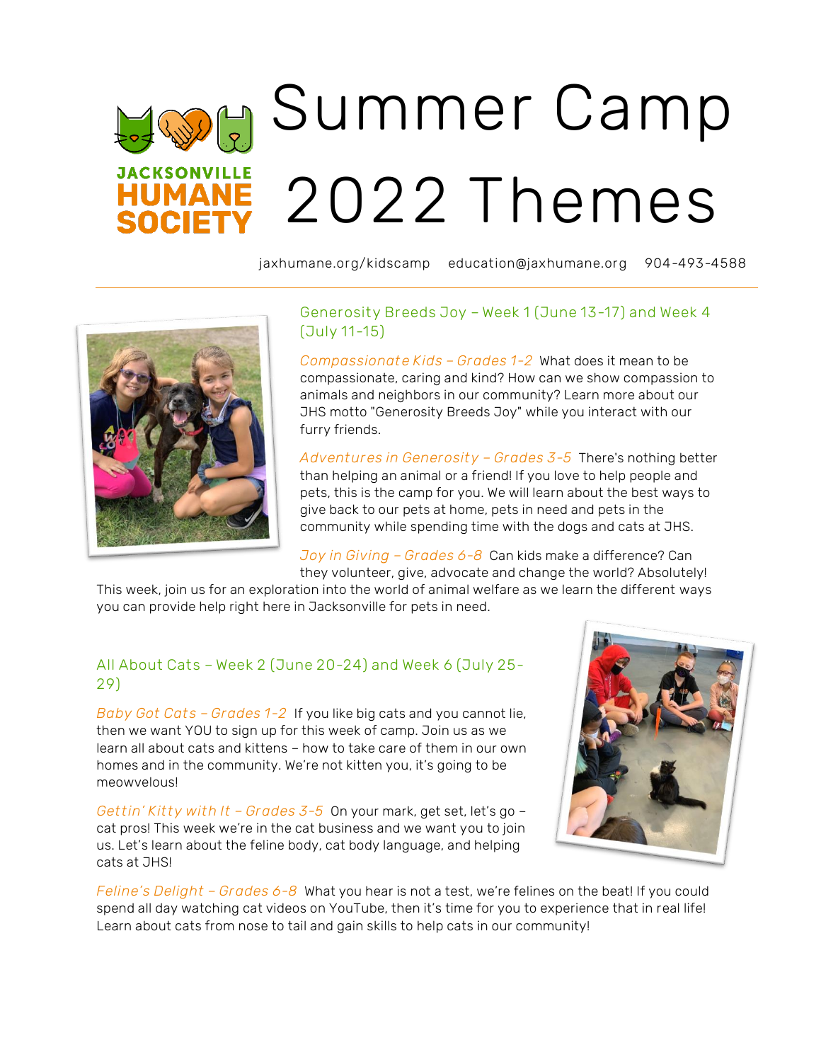# Summer Camp 2022 Themes

JACKSONVILLE HUMANE SOCIETY

jaxhumane.org/kidscamp    education@jaxhumane.org    904-493-4588

---

## Generosity Breeds Joy – Week 1 (June 13-17) and Week 4 (July 11-15)

*Compassionate Kids – Grades 1-2* What does it mean to be compassionate, caring and kind? How can we show compassion to animals and neighbors in our community? Learn more about our JHS motto "Generosity Breeds Joy" while you interact with our furry friends.

*Adventures in Generosity – Grades 3-5* There's nothing better than helping an animal or a friend! If you love to help people and pets, this is the camp for you. We will learn about the best ways to give back to our pets at home, pets in need and pets in the community while spending time with the dogs and cats at JHS.

*Joy in Giving – Grades 6-8* Can kids make a difference? Can they volunteer, give, advocate and change the world? Absolutely! This week, join us for an exploration into the world of animal welfare as we learn the different ways you can provide help right here in Jacksonville for pets in need.

## All About Cats – Week 2 (June 20-24) and Week 6 (July 25-29)

*Baby Got Cats – Grades 1-2* If you like big cats and you cannot lie, then we want YOU to sign up for this week of camp. Join us as we learn all about cats and kittens – how to take care of them in our own homes and in the community. We're not kitten you, it's going to be meowvelous!

*Gettin' Kitty with It – Grades 3-5* On your mark, get set, let's go – cat pros! This week we're in the cat business and we want you to join us. Let's learn about the feline body, cat body language, and helping cats at JHS!

*Feline's Delight – Grades 6-8* What you hear is not a test, we're felines on the beat! If you could spend all day watching cat videos on YouTube, then it's time for you to experience that in real life! Learn about cats from nose to tail and gain skills to help cats in our community!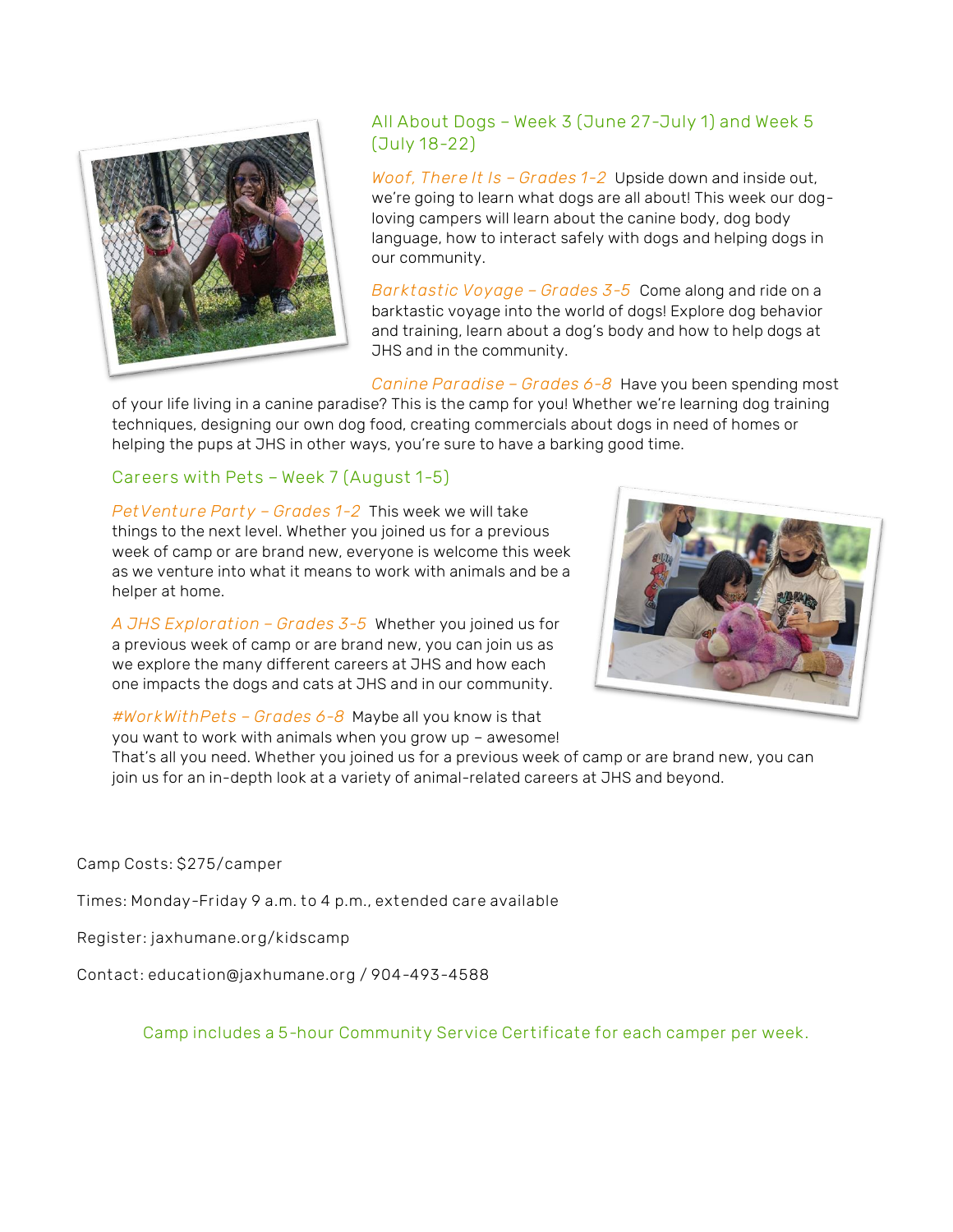## All About Dogs – Week 3 (June 27-July 1) and Week 5 (July 18-22)

*Woof, There It Is – Grades 1-2* Upside down and inside out, we're going to learn what dogs are all about! This week our dog-loving campers will learn about the canine body, dog body language, how to interact safely with dogs and helping dogs in our community.

*Barktastic Voyage – Grades 3-5* Come along and ride on a barktastic voyage into the world of dogs! Explore dog behavior and training, learn about a dog's body and how to help dogs at JHS and in the community.

*Canine Paradise – Grades 6-8* Have you been spending most of your life living in a canine paradise? This is the camp for you! Whether we're learning dog training techniques, designing our own dog food, creating commercials about dogs in need of homes or helping the pups at JHS in other ways, you're sure to have a barking good time.

## Careers with Pets – Week 7 (August 1-5)

*PetVenture Party – Grades 1-2* This week we will take things to the next level. Whether you joined us for a previous week of camp or are brand new, everyone is welcome this week as we venture into what it means to work with animals and be a helper at home.

*A JHS Exploration – Grades 3-5* Whether you joined us for a previous week of camp or are brand new, you can join us as we explore the many different careers at JHS and how each one impacts the dogs and cats at JHS and in our community.

*#WorkWithPets – Grades 6-8* Maybe all you know is that you want to work with animals when you grow up – awesome! That's all you need. Whether you joined us for a previous week of camp or are brand new, you can join us for an in-depth look at a variety of animal-related careers at JHS and beyond.

Camp Costs: $275/camper

Times: Monday-Friday 9 a.m. to 4 p.m., extended care available

Register: jaxhumane.org/kidscamp

Contact: education@jaxhumane.org / 904-493-4588

Camp includes a 5-hour Community Service Certificate for each camper per week.